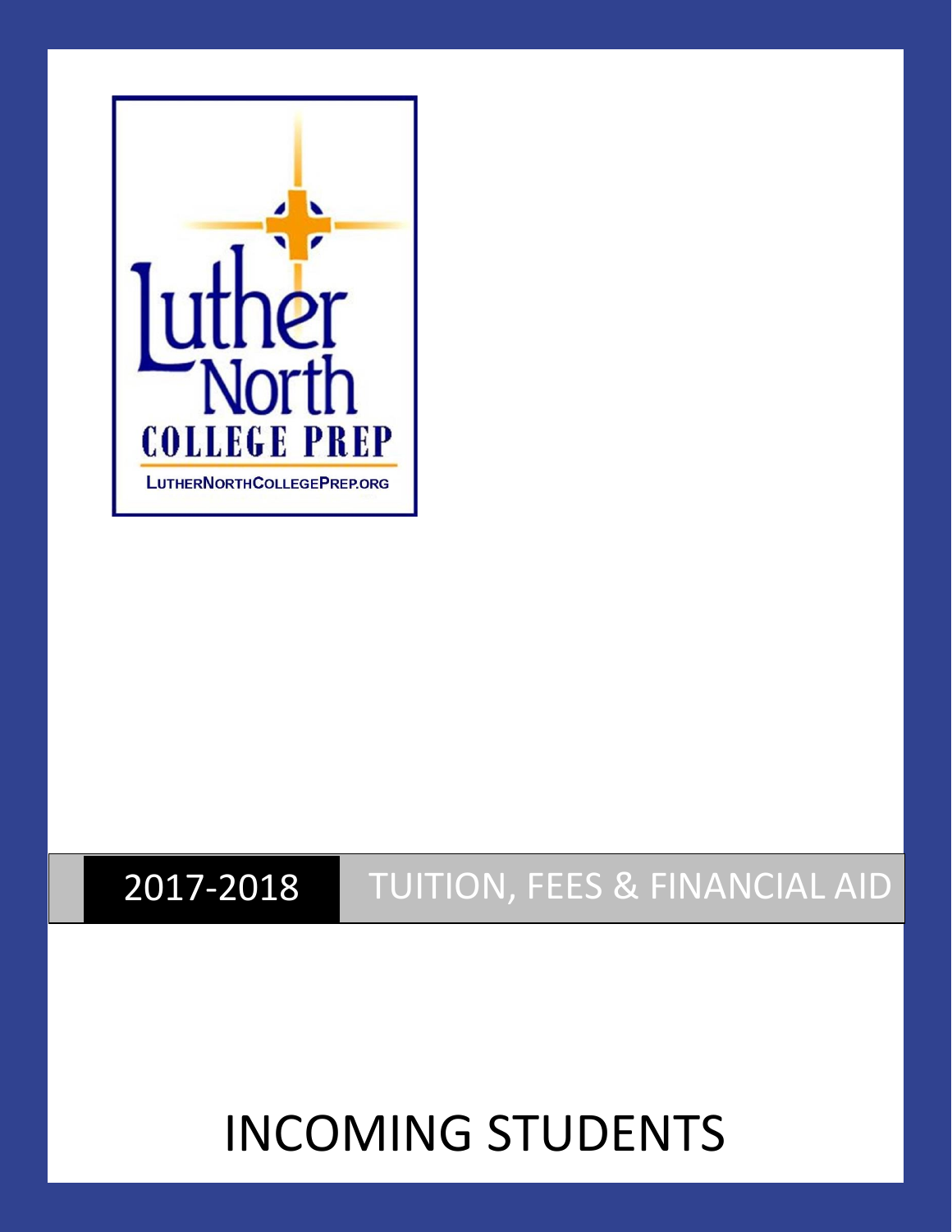Luther North

COLLEGE PREP

LUTHERNORTHCOLLEGEPREP.ORG

# 2017-2018 TUITION, FEES & FINANCIAL AID

# INCOMING STUDENTS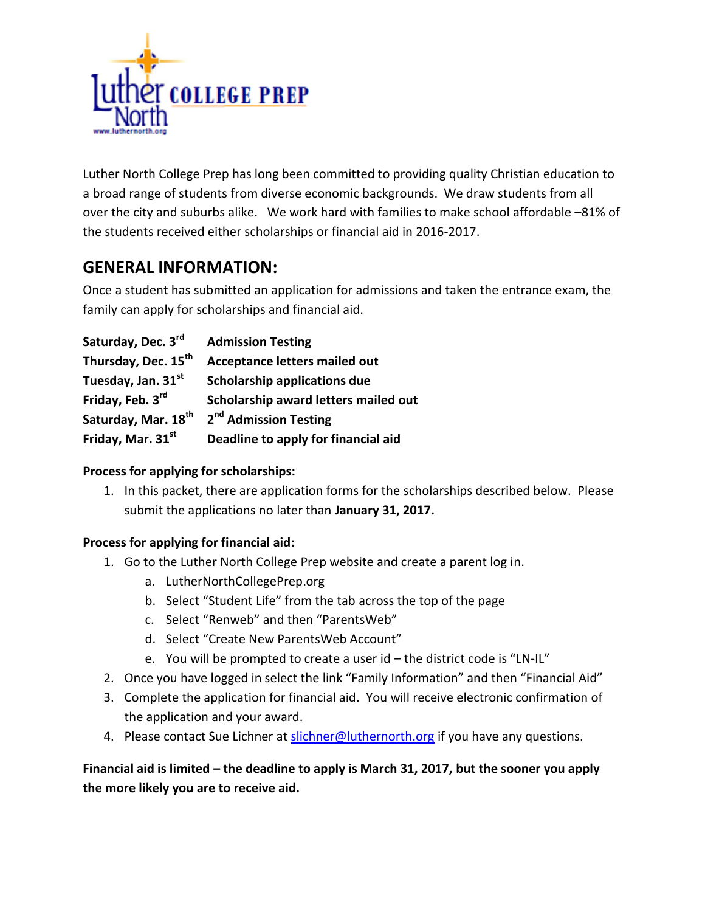Luther North College Prep has long been committed to providing quality Christian education to a broad range of students from diverse economic backgrounds. We draw students from all over the city and suburbs alike. We work hard with families to make school affordable –81% of the students received either scholarships or financial aid in 2016-2017.

## GENERAL INFORMATION:

Once a student has submitted an application for admissions and taken the entrance exam, the family can apply for scholarships and financial aid.

| | |
|---|---|
| **Saturday, Dec. 3rd** | **Admission Testing** |
| **Thursday, Dec. 15th** | **Acceptance letters mailed out** |
| **Tuesday, Jan. 31st** | **Scholarship applications due** |
| **Friday, Feb. 3rd** | **Scholarship award letters mailed out** |
| **Saturday, Mar. 18th** | **2nd Admission Testing** |
| **Friday, Mar. 31st** | **Deadline to apply for financial aid** |

**Process for applying for scholarships:**

1. In this packet, there are application forms for the scholarships described below. Please submit the applications no later than **January 31, 2017.**

**Process for applying for financial aid:**

1. Go to the Luther North College Prep website and create a parent log in.
   a. LutherNorthCollegePrep.org
   b. Select "Student Life" from the tab across the top of the page
   c. Select "Renweb" and then "ParentsWeb"
   d. Select "Create New ParentsWeb Account"
   e. You will be prompted to create a user id – the district code is "LN-IL"
2. Once you have logged in select the link "Family Information" and then "Financial Aid"
3. Complete the application for financial aid. You will receive electronic confirmation of the application and your award.
4. Please contact Sue Lichner at slichner@luthernorth.org if you have any questions.

**Financial aid is limited – the deadline to apply is March 31, 2017, but the sooner you apply the more likely you are to receive aid.**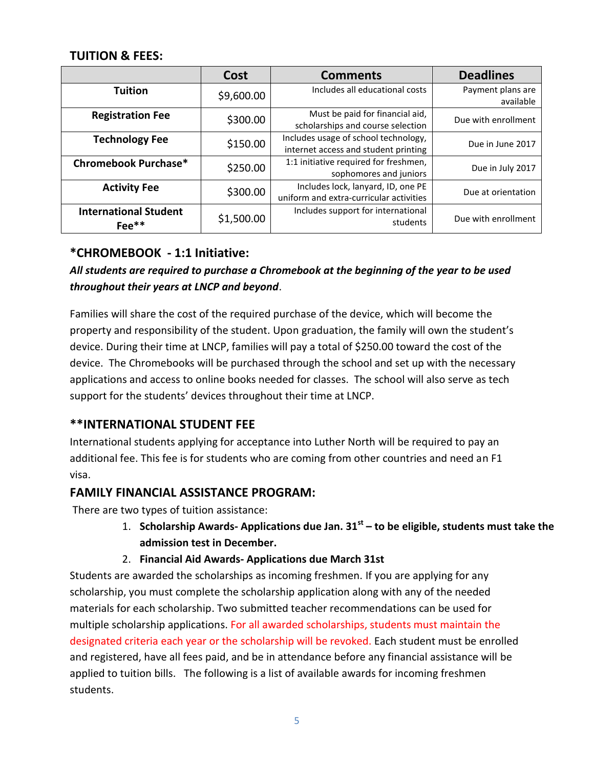## TUITION & FEES:

| | Cost | Comments | Deadlines |
|---|---|---|---|
| **Tuition** | $9,600.00 | Includes all educational costs | Payment plans are available |
| **Registration Fee** | $300.00 | Must be paid for financial aid, scholarships and course selection | Due with enrollment |
| **Technology Fee** | $150.00 | Includes usage of school technology, internet access and student printing | Due in June 2017 |
| **Chromebook Purchase*** | $250.00 | 1:1 initiative required for freshmen, sophomores and juniors | Due in July 2017 |
| **Activity Fee** | $300.00 | Includes lock, lanyard, ID, one PE uniform and extra-curricular activities | Due at orientation |
| **International Student Fee**** | $1,500.00 | Includes support for international students | Due with enrollment |

## *CHROMEBOOK - 1:1 Initiative:

***All students are required to purchase a Chromebook at the beginning of the year to be used throughout their years at LNCP and beyond***.

Families will share the cost of the required purchase of the device, which will become the property and responsibility of the student. Upon graduation, the family will own the student's device. During their time at LNCP, families will pay a total of $250.00 toward the cost of the device. The Chromebooks will be purchased through the school and set up with the necessary applications and access to online books needed for classes. The school will also serve as tech support for the students' devices throughout their time at LNCP.

## **INTERNATIONAL STUDENT FEE

International students applying for acceptance into Luther North will be required to pay an additional fee. This fee is for students who are coming from other countries and need an F1 visa.

## FAMILY FINANCIAL ASSISTANCE PROGRAM:

There are two types of tuition assistance:

1. **Scholarship Awards- Applications due Jan. 31st – to be eligible, students must take the admission test in December.**
2. **Financial Aid Awards- Applications due March 31st**

Students are awarded the scholarships as incoming freshmen. If you are applying for any scholarship, you must complete the scholarship application along with any of the needed materials for each scholarship. Two submitted teacher recommendations can be used for multiple scholarship applications. For all awarded scholarships, students must maintain the designated criteria each year or the scholarship will be revoked. Each student must be enrolled and registered, have all fees paid, and be in attendance before any financial assistance will be applied to tuition bills. The following is a list of available awards for incoming freshmen students.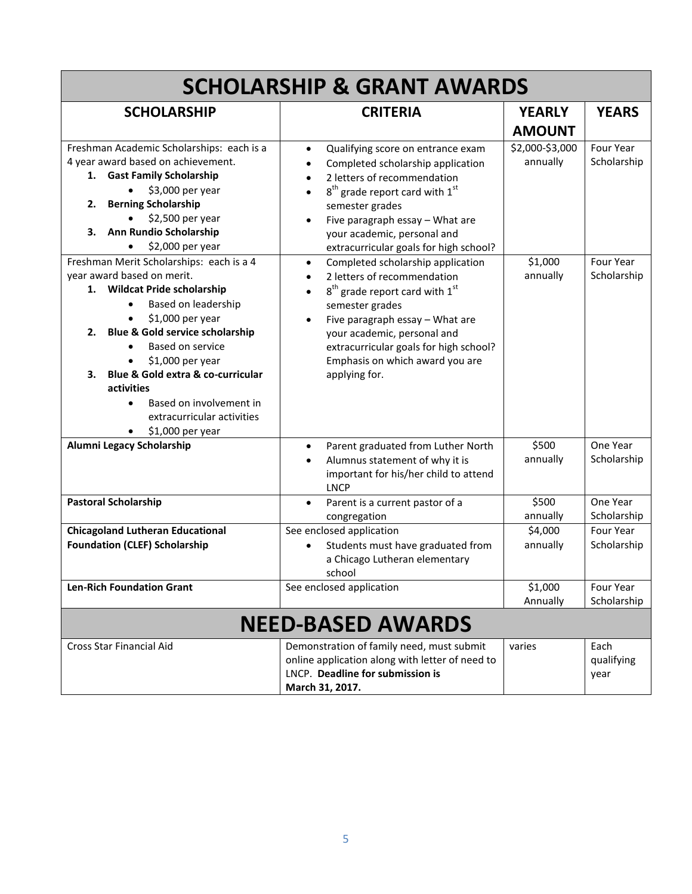# SCHOLARSHIP & GRANT AWARDS

| SCHOLARSHIP | CRITERIA | YEARLY AMOUNT | YEARS |
|---|---|---|---|
| Freshman Academic Scholarships: each is a 4 year award based on achievement.<br>1. **Gast Family Scholarship**<br>• $3,000 per year<br>2. **Berning Scholarship**<br>• $2,500 per year<br>3. **Ann Rundio Scholarship**<br>• $2,000 per year | • Qualifying score on entrance exam<br>• Completed scholarship application<br>• 2 letters of recommendation<br>• 8th grade report card with 1st semester grades<br>• Five paragraph essay – What are your academic, personal and extracurricular goals for high school? | $2,000-$3,000 annually | Four Year Scholarship |
| Freshman Merit Scholarships: each is a 4 year award based on merit.<br>1. **Wildcat Pride scholarship**<br>• Based on leadership<br>• $1,000 per year<br>2. **Blue & Gold service scholarship**<br>• Based on service<br>• $1,000 per year<br>3. **Blue & Gold extra & co-curricular activities**<br>• Based on involvement in extracurricular activities<br>• $1,000 per year | • Completed scholarship application<br>• 2 letters of recommendation<br>• 8th grade report card with 1st semester grades<br>• Five paragraph essay – What are your academic, personal and extracurricular goals for high school? Emphasis on which award you are applying for. | $1,000 annually | Four Year Scholarship |
| **Alumni Legacy Scholarship** | • Parent graduated from Luther North<br>• Alumnus statement of why it is important for his/her child to attend LNCP | $500 annually | One Year Scholarship |
| **Pastoral Scholarship** | • Parent is a current pastor of a congregation | $500 annually | One Year Scholarship |
| **Chicagoland Lutheran Educational Foundation (CLEF) Scholarship** | See enclosed application<br>• Students must have graduated from a Chicago Lutheran elementary school | $4,000 annually | Four Year Scholarship |
| **Len-Rich Foundation Grant** | See enclosed application | $1,000 Annually | Four Year Scholarship |

# NEED-BASED AWARDS

| | | | |
|---|---|---|---|
| Cross Star Financial Aid | Demonstration of family need, must submit online application along with letter of need to LNCP. **Deadline for submission is March 31, 2017.** | varies | Each qualifying year |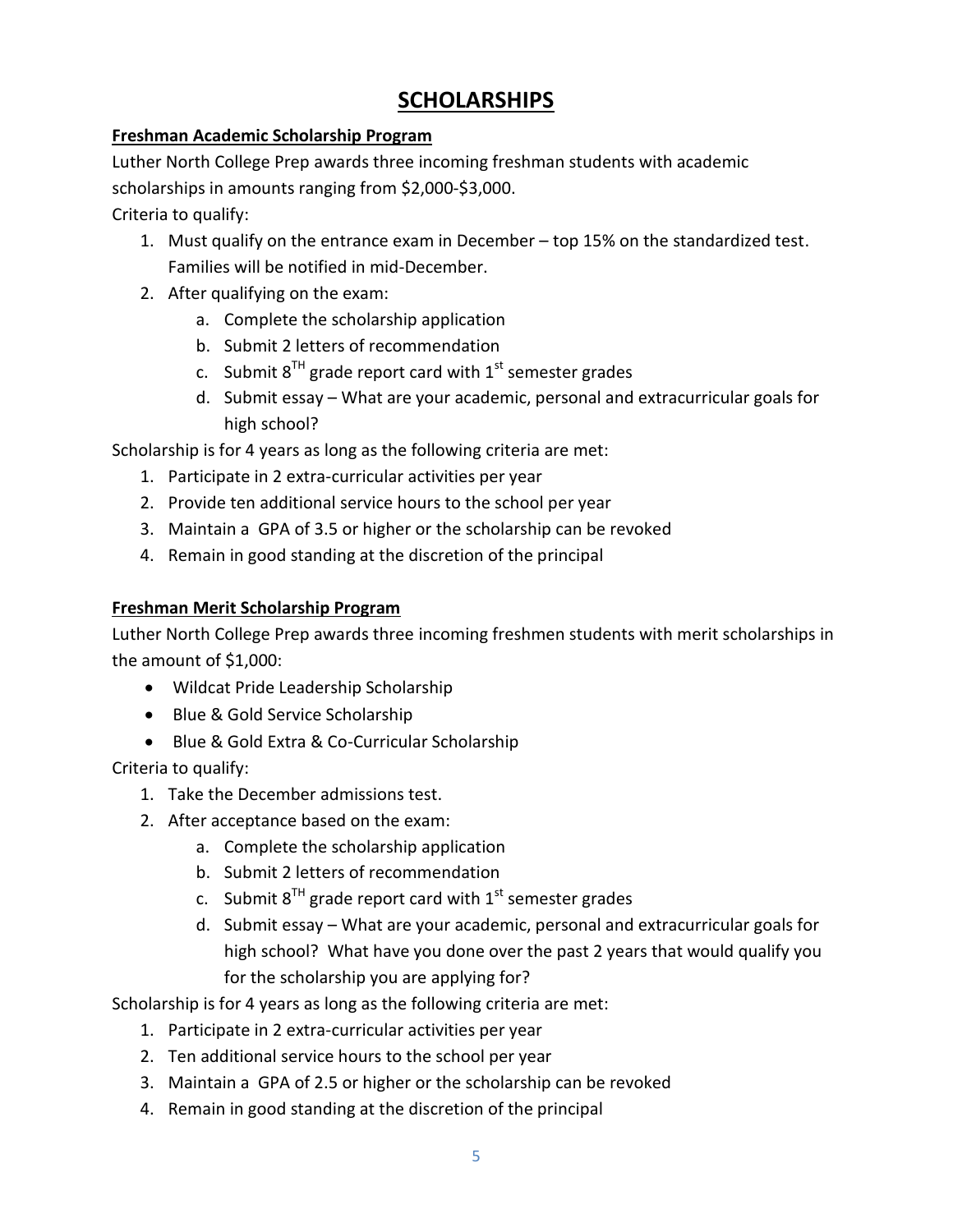# SCHOLARSHIPS

## Freshman Academic Scholarship Program

Luther North College Prep awards three incoming freshman students with academic scholarships in amounts ranging from $2,000-$3,000.

Criteria to qualify:

1. Must qualify on the entrance exam in December – top 15% on the standardized test. Families will be notified in mid-December.
2. After qualifying on the exam:
    a. Complete the scholarship application
    b. Submit 2 letters of recommendation
    c. Submit 8TH grade report card with 1st semester grades
    d. Submit essay – What are your academic, personal and extracurricular goals for high school?

Scholarship is for 4 years as long as the following criteria are met:

1. Participate in 2 extra-curricular activities per year
2. Provide ten additional service hours to the school per year
3. Maintain a GPA of 3.5 or higher or the scholarship can be revoked
4. Remain in good standing at the discretion of the principal

## Freshman Merit Scholarship Program

Luther North College Prep awards three incoming freshmen students with merit scholarships in the amount of $1,000:

- Wildcat Pride Leadership Scholarship
- Blue & Gold Service Scholarship
- Blue & Gold Extra & Co-Curricular Scholarship

Criteria to qualify:

1. Take the December admissions test.
2. After acceptance based on the exam:
    a. Complete the scholarship application
    b. Submit 2 letters of recommendation
    c. Submit 8TH grade report card with 1st semester grades
    d. Submit essay – What are your academic, personal and extracurricular goals for high school? What have you done over the past 2 years that would qualify you for the scholarship you are applying for?

Scholarship is for 4 years as long as the following criteria are met:

1. Participate in 2 extra-curricular activities per year
2. Ten additional service hours to the school per year
3. Maintain a GPA of 2.5 or higher or the scholarship can be revoked
4. Remain in good standing at the discretion of the principal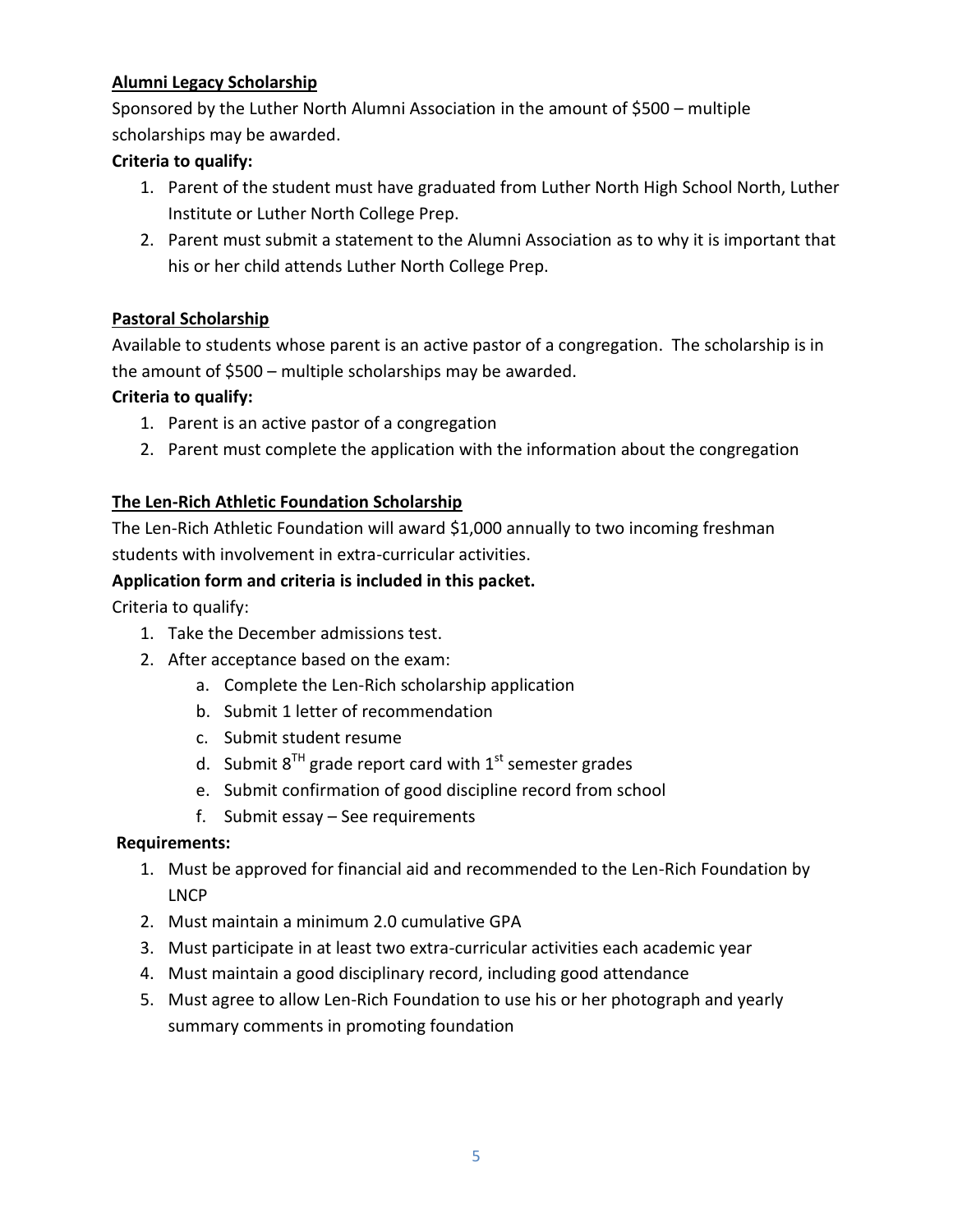**Alumni Legacy Scholarship**

Sponsored by the Luther North Alumni Association in the amount of $500 – multiple scholarships may be awarded.

**Criteria to qualify:**

1. Parent of the student must have graduated from Luther North High School North, Luther Institute or Luther North College Prep.
2. Parent must submit a statement to the Alumni Association as to why it is important that his or her child attends Luther North College Prep.

**Pastoral Scholarship**

Available to students whose parent is an active pastor of a congregation. The scholarship is in the amount of $500 – multiple scholarships may be awarded.

**Criteria to qualify:**

1. Parent is an active pastor of a congregation
2. Parent must complete the application with the information about the congregation

**The Len-Rich Athletic Foundation Scholarship**

The Len-Rich Athletic Foundation will award $1,000 annually to two incoming freshman students with involvement in extra-curricular activities.

**Application form and criteria is included in this packet.**

Criteria to qualify:

1. Take the December admissions test.
2. After acceptance based on the exam:
   a. Complete the Len-Rich scholarship application
   b. Submit 1 letter of recommendation
   c. Submit student resume
   d. Submit 8TH grade report card with 1st semester grades
   e. Submit confirmation of good discipline record from school
   f. Submit essay – See requirements

**Requirements:**

1. Must be approved for financial aid and recommended to the Len-Rich Foundation by LNCP
2. Must maintain a minimum 2.0 cumulative GPA
3. Must participate in at least two extra-curricular activities each academic year
4. Must maintain a good disciplinary record, including good attendance
5. Must agree to allow Len-Rich Foundation to use his or her photograph and yearly summary comments in promoting foundation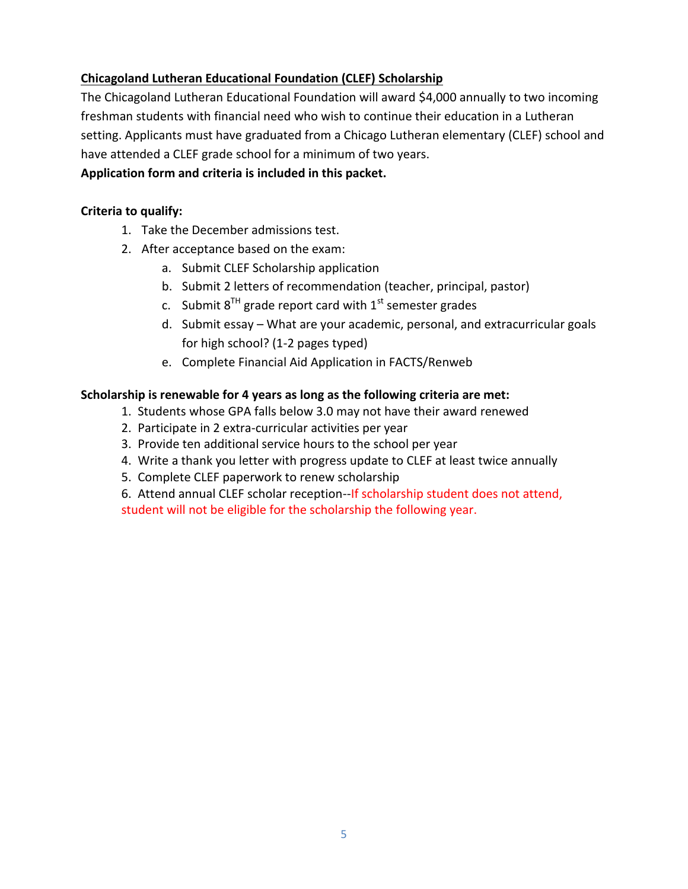**Chicagoland Lutheran Educational Foundation (CLEF) Scholarship**

The Chicagoland Lutheran Educational Foundation will award $4,000 annually to two incoming freshman students with financial need who wish to continue their education in a Lutheran setting. Applicants must have graduated from a Chicago Lutheran elementary (CLEF) school and have attended a CLEF grade school for a minimum of two years.

**Application form and criteria is included in this packet.**

**Criteria to qualify:**

1. Take the December admissions test.
2. After acceptance based on the exam:
   a. Submit CLEF Scholarship application
   b. Submit 2 letters of recommendation (teacher, principal, pastor)
   c. Submit 8TH grade report card with 1st semester grades
   d. Submit essay – What are your academic, personal, and extracurricular goals for high school? (1-2 pages typed)
   e. Complete Financial Aid Application in FACTS/Renweb

**Scholarship is renewable for 4 years as long as the following criteria are met:**

1. Students whose GPA falls below 3.0 may not have their award renewed
2. Participate in 2 extra-curricular activities per year
3. Provide ten additional service hours to the school per year
4. Write a thank you letter with progress update to CLEF at least twice annually
5. Complete CLEF paperwork to renew scholarship
6. Attend annual CLEF scholar reception--If scholarship student does not attend, student will not be eligible for the scholarship the following year.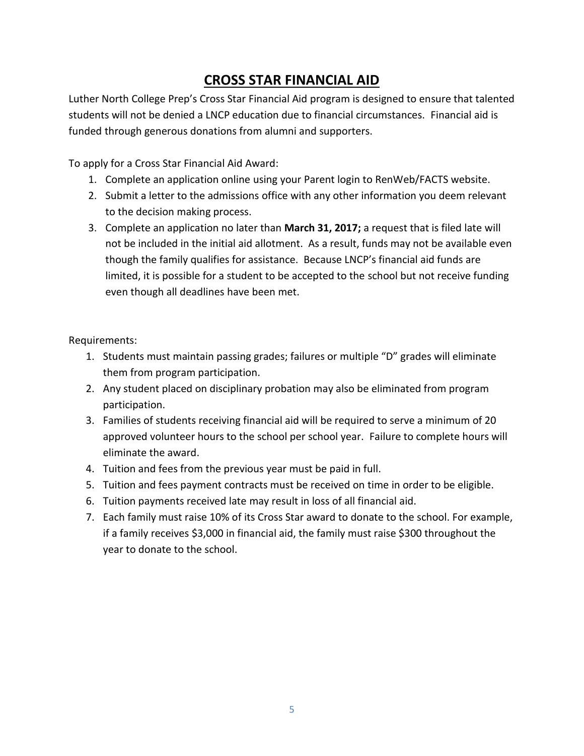# CROSS STAR FINANCIAL AID

Luther North College Prep's Cross Star Financial Aid program is designed to ensure that talented students will not be denied a LNCP education due to financial circumstances. Financial aid is funded through generous donations from alumni and supporters.

To apply for a Cross Star Financial Aid Award:

1. Complete an application online using your Parent login to RenWeb/FACTS website.
2. Submit a letter to the admissions office with any other information you deem relevant to the decision making process.
3. Complete an application no later than **March 31, 2017;** a request that is filed late will not be included in the initial aid allotment. As a result, funds may not be available even though the family qualifies for assistance. Because LNCP's financial aid funds are limited, it is possible for a student to be accepted to the school but not receive funding even though all deadlines have been met.

Requirements:

1. Students must maintain passing grades; failures or multiple "D" grades will eliminate them from program participation.
2. Any student placed on disciplinary probation may also be eliminated from program participation.
3. Families of students receiving financial aid will be required to serve a minimum of 20 approved volunteer hours to the school per school year. Failure to complete hours will eliminate the award.
4. Tuition and fees from the previous year must be paid in full.
5. Tuition and fees payment contracts must be received on time in order to be eligible.
6. Tuition payments received late may result in loss of all financial aid.
7. Each family must raise 10% of its Cross Star award to donate to the school. For example, if a family receives $3,000 in financial aid, the family must raise $300 throughout the year to donate to the school.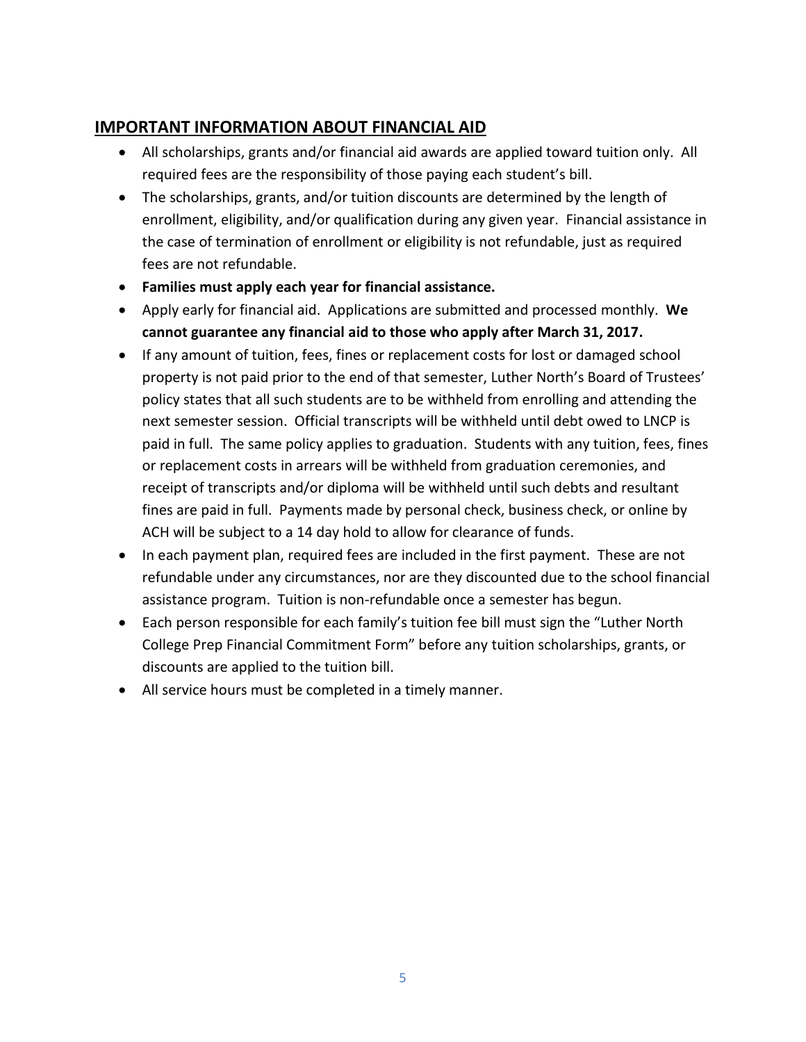## IMPORTANT INFORMATION ABOUT FINANCIAL AID

- All scholarships, grants and/or financial aid awards are applied toward tuition only. All required fees are the responsibility of those paying each student's bill.
- The scholarships, grants, and/or tuition discounts are determined by the length of enrollment, eligibility, and/or qualification during any given year. Financial assistance in the case of termination of enrollment or eligibility is not refundable, just as required fees are not refundable.
- **Families must apply each year for financial assistance.**
- Apply early for financial aid. Applications are submitted and processed monthly. **We cannot guarantee any financial aid to those who apply after March 31, 2017.**
- If any amount of tuition, fees, fines or replacement costs for lost or damaged school property is not paid prior to the end of that semester, Luther North's Board of Trustees' policy states that all such students are to be withheld from enrolling and attending the next semester session. Official transcripts will be withheld until debt owed to LNCP is paid in full. The same policy applies to graduation. Students with any tuition, fees, fines or replacement costs in arrears will be withheld from graduation ceremonies, and receipt of transcripts and/or diploma will be withheld until such debts and resultant fines are paid in full. Payments made by personal check, business check, or online by ACH will be subject to a 14 day hold to allow for clearance of funds.
- In each payment plan, required fees are included in the first payment. These are not refundable under any circumstances, nor are they discounted due to the school financial assistance program. Tuition is non-refundable once a semester has begun.
- Each person responsible for each family's tuition fee bill must sign the "Luther North College Prep Financial Commitment Form" before any tuition scholarships, grants, or discounts are applied to the tuition bill.
- All service hours must be completed in a timely manner.